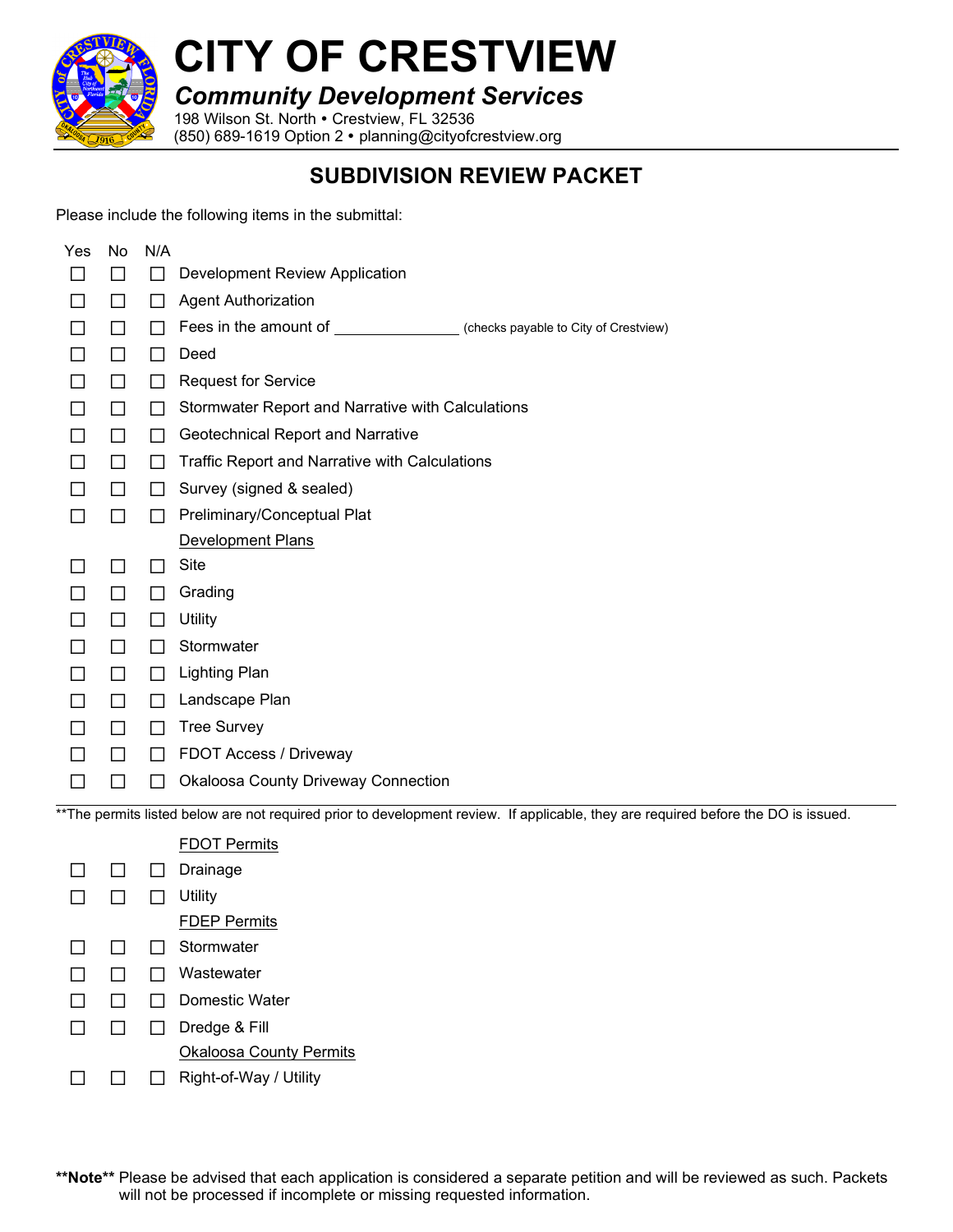# CITY OF CRESTVIEW

***Community Development Services***

198 Wilson St. North • Crestview, FL 32536
(850) 689-1619 Option 2 • planning@cityofcrestview.org

## SUBDIVISION REVIEW PACKET

Please include the following items in the submittal:

| Yes | No | N/A | |
|---|---|---|---|
| ☐ | ☐ | ☐ | Development Review Application |
| ☐ | ☐ | ☐ | Agent Authorization |
| ☐ | ☐ | ☐ | Fees in the amount of _______________ (checks payable to City of Crestview) |
| ☐ | ☐ | ☐ | Deed |
| ☐ | ☐ | ☐ | Request for Service |
| ☐ | ☐ | ☐ | Stormwater Report and Narrative with Calculations |
| ☐ | ☐ | ☐ | Geotechnical Report and Narrative |
| ☐ | ☐ | ☐ | Traffic Report and Narrative with Calculations |
| ☐ | ☐ | ☐ | Survey (signed & sealed) |
| ☐ | ☐ | ☐ | Preliminary/Conceptual Plat |
| | | | <u>Development Plans</u> |
| ☐ | ☐ | ☐ | Site |
| ☐ | ☐ | ☐ | Grading |
| ☐ | ☐ | ☐ | Utility |
| ☐ | ☐ | ☐ | Stormwater |
| ☐ | ☐ | ☐ | Lighting Plan |
| ☐ | ☐ | ☐ | Landscape Plan |
| ☐ | ☐ | ☐ | Tree Survey |
| ☐ | ☐ | ☐ | FDOT Access / Driveway |
| ☐ | ☐ | ☐ | Okaloosa County Driveway Connection |

**The permits listed below are not required prior to development review. If applicable, they are required before the DO is issued.

| Yes | No | N/A | |
|---|---|---|---|
| | | | <u>FDOT Permits</u> |
| ☐ | ☐ | ☐ | Drainage |
| ☐ | ☐ | ☐ | Utility |
| | | | <u>FDEP Permits</u> |
| ☐ | ☐ | ☐ | Stormwater |
| ☐ | ☐ | ☐ | Wastewater |
| ☐ | ☐ | ☐ | Domestic Water |
| ☐ | ☐ | ☐ | Dredge & Fill |
| | | | <u>Okaloosa County Permits</u> |
| ☐ | ☐ | ☐ | Right-of-Way / Utility |

**\*\*Note\*\*** Please be advised that each application is considered a separate petition and will be reviewed as such. Packets will not be processed if incomplete or missing requested information.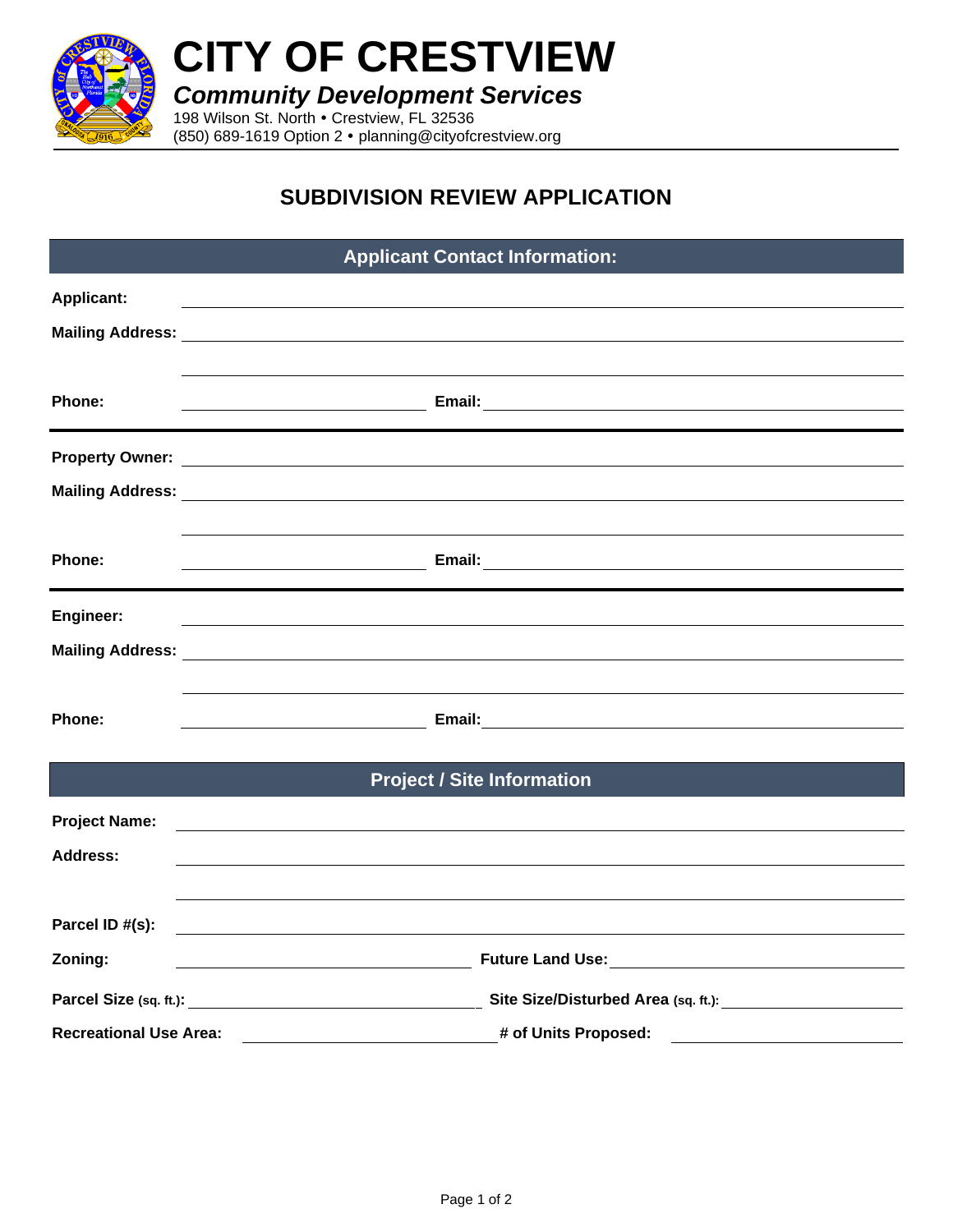# CITY OF CRESTVIEW

***Community Development Services***

198 Wilson St. North • Crestview, FL 32536
(850) 689-1619 Option 2 • planning@cityofcrestview.org

## SUBDIVISION REVIEW APPLICATION

### Applicant Contact Information:

**Applicant:** ______________________________

**Mailing Address:** ______________________________

______________________________

**Phone:** ______________ **Email:** ______________

---

**Property Owner:** ______________________________

**Mailing Address:** ______________________________

______________________________

**Phone:** ______________ **Email:** ______________

---

**Engineer:** ______________________________

**Mailing Address:** ______________________________

______________________________

**Phone:** ______________ **Email:** ______________

### Project / Site Information

**Project Name:** ______________________________

**Address:** ______________________________

______________________________

**Parcel ID #(s):** ______________________________

**Zoning:** ______________ **Future Land Use:** ______________

**Parcel Size (sq. ft.):** ______________ **Site Size/Disturbed Area (sq. ft.):** ______________

**Recreational Use Area:** ______________ **# of Units Proposed:** ______________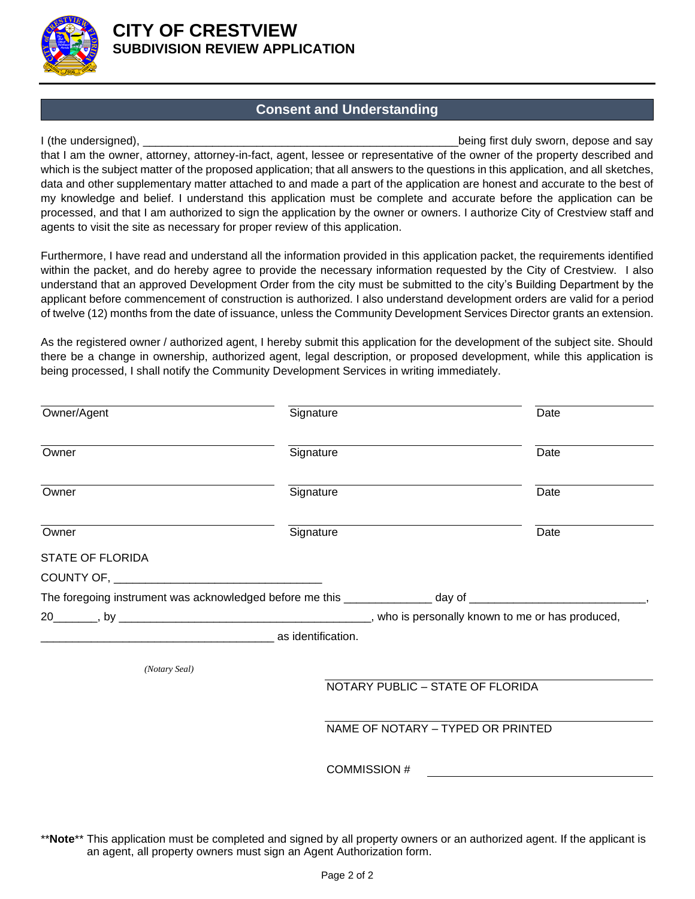# CITY OF CRESTVIEW
## SUBDIVISION REVIEW APPLICATION

### Consent and Understanding

I (the undersigned), ___________________________________________________being first duly sworn, depose and say that I am the owner, attorney, attorney-in-fact, agent, lessee or representative of the owner of the property described and which is the subject matter of the proposed application; that all answers to the questions in this application, and all sketches, data and other supplementary matter attached to and made a part of the application are honest and accurate to the best of my knowledge and belief. I understand this application must be complete and accurate before the application can be processed, and that I am authorized to sign the application by the owner or owners. I authorize City of Crestview staff and agents to visit the site as necessary for proper review of this application.

Furthermore, I have read and understand all the information provided in this application packet, the requirements identified within the packet, and do hereby agree to provide the necessary information requested by the City of Crestview. I also understand that an approved Development Order from the city must be submitted to the city's Building Department by the applicant before commencement of construction is authorized. I also understand development orders are valid for a period of twelve (12) months from the date of issuance, unless the Community Development Services Director grants an extension.

As the registered owner / authorized agent, I hereby submit this application for the development of the subject site. Should there be a change in ownership, authorized agent, legal description, or proposed development, while this application is being processed, I shall notify the Community Development Services in writing immediately.

| | | |
|---|---|---|
| Owner/Agent | Signature | Date |
| Owner | Signature | Date |
| Owner | Signature | Date |
| Owner | Signature | Date |

STATE OF FLORIDA

COUNTY OF, _________________________________

The foregoing instrument was acknowledged before me this _____________ day of ___________________________, 20_______, by ________________________________________, who is personally known to me or has produced, _____________________________________ as identification.

*(Notary Seal)*

NOTARY PUBLIC – STATE OF FLORIDA

NAME OF NOTARY – TYPED OR PRINTED

COMMISSION # ____________________

\*\***Note**\*\* This application must be completed and signed by all property owners or an authorized agent. If the applicant is an agent, all property owners must sign an Agent Authorization form.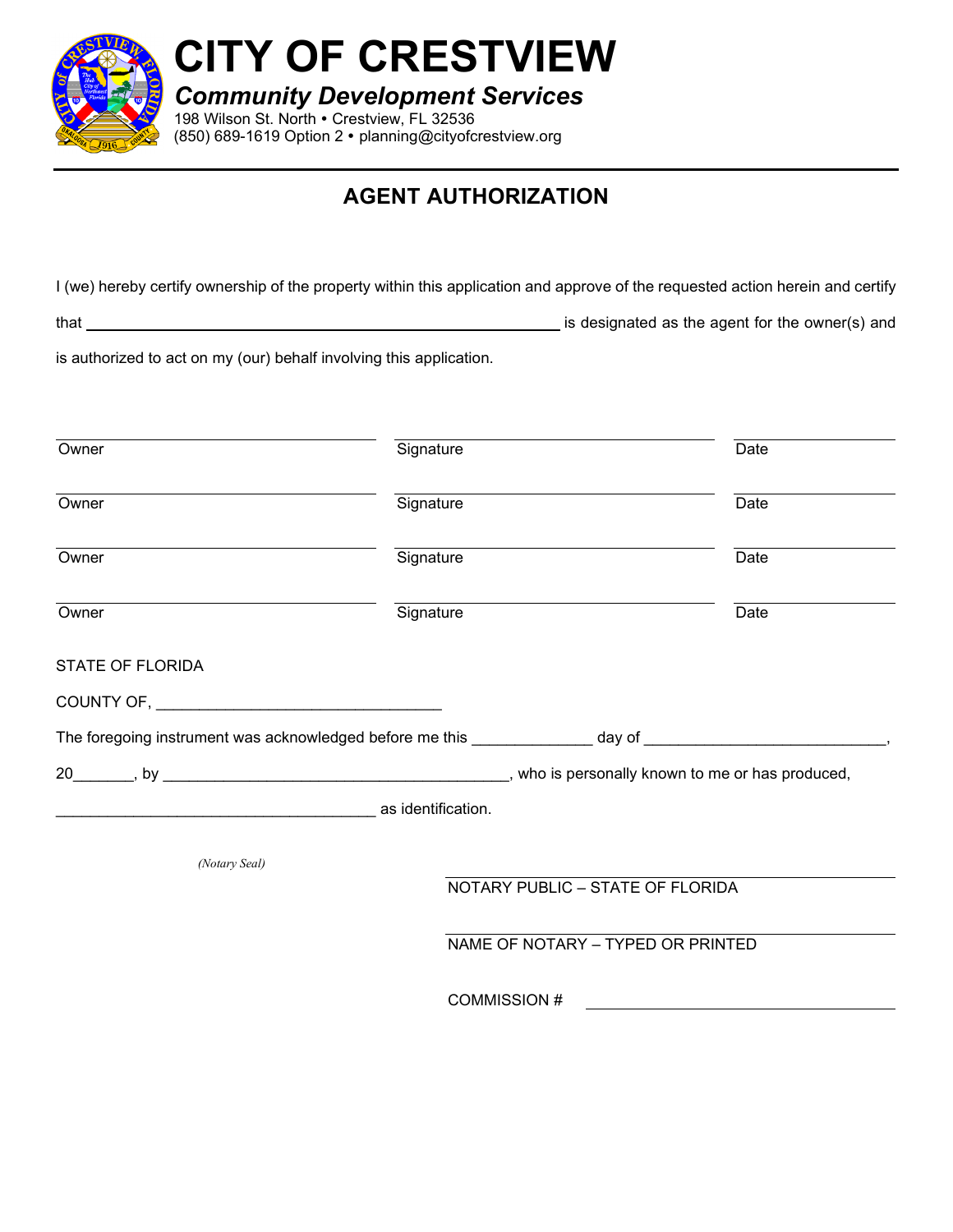# CITY OF CRESTVIEW

***Community Development Services***

198 Wilson St. North • Crestview, FL 32536
(850) 689-1619 Option 2 • planning@cityofcrestview.org

---

## AGENT AUTHORIZATION

I (we) hereby certify ownership of the property within this application and approve of the requested action herein and certify that ______________________________ is designated as the agent for the owner(s) and is authorized to act on my (our) behalf involving this application.

| | | |
|---|---|---|
| Owner | Signature | Date |
| Owner | Signature | Date |
| Owner | Signature | Date |
| Owner | Signature | Date |

STATE OF FLORIDA

COUNTY OF, _________________________________

The foregoing instrument was acknowledged before me this ______________ day of ___________________________,

20_______, by ________________________________________, who is personally known to me or has produced,

_____________________________________ as identification.

*(Notary Seal)*

NOTARY PUBLIC – STATE OF FLORIDA

NAME OF NOTARY – TYPED OR PRINTED

COMMISSION # ______________________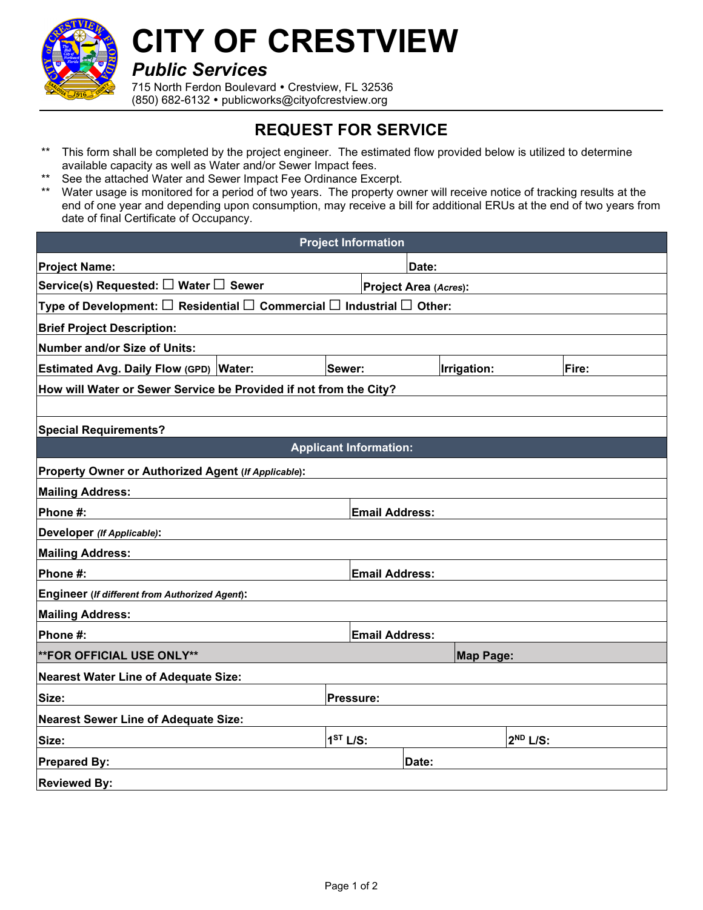# CITY OF CRESTVIEW

### *Public Services*

715 North Ferdon Boulevard • Crestview, FL 32536
(850) 682-6132 • publicworks@cityofcrestview.org

## REQUEST FOR SERVICE

- ** This form shall be completed by the project engineer. The estimated flow provided below is utilized to determine available capacity as well as Water and/or Sewer Impact fees.
- ** See the attached Water and Sewer Impact Fee Ordinance Excerpt.
- ** Water usage is monitored for a period of two years. The property owner will receive notice of tracking results at the end of one year and depending upon consumption, may receive a bill for additional ERUs at the end of two years from date of final Certificate of Occupancy.

| **Project Information** | | | | |
|---|---|---|---|---|
| **Project Name:** | | | **Date:** | |
| **Service(s) Requested:** ☐ **Water** ☐ **Sewer** | | | **Project Area** (*Acres*): | |
| **Type of Development:** ☐ **Residential** ☐ **Commercial** ☐ **Industrial** ☐ **Other:** | | | | |
| **Brief Project Description:** | | | | |
| **Number and/or Size of Units:** | | | | |
| **Estimated Avg. Daily Flow (GPD)** | **Water:** | **Sewer:** | **Irrigation:** | **Fire:** |
| **How will Water or Sewer Service be Provided if not from the City?** | | | | |
| | | | | |
| **Special Requirements?** | | | | |
| **Applicant Information:** | | | | |
| **Property Owner or Authorized Agent** (*If Applicable*): | | | | |
| **Mailing Address:** | | | | |
| **Phone #:** | | **Email Address:** | | |
| **Developer** (*If Applicable*): | | | | |
| **Mailing Address:** | | | | |
| **Phone #:** | | **Email Address:** | | |
| **Engineer** (*If different from Authorized Agent*): | | | | |
| **Mailing Address:** | | | | |
| **Phone #:** | | **Email Address:** | | |
| **\*\*FOR OFFICIAL USE ONLY\*\*** | | | **Map Page:** | |
| **Nearest Water Line of Adequate Size:** | | | | |
| **Size:** | | **Pressure:** | | |
| **Nearest Sewer Line of Adequate Size:** | | | | |
| **Size:** | | **1ST L/S:** | | **2ND L/S:** |
| **Prepared By:** | | | **Date:** | |
| **Reviewed By:** | | | | |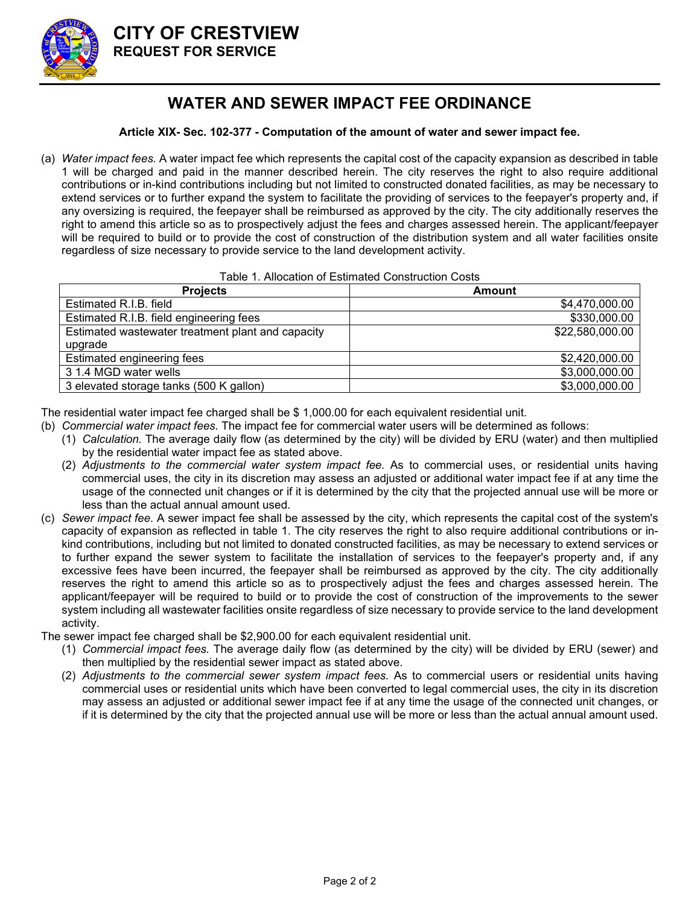# CITY OF CRESTVIEW

## REQUEST FOR SERVICE

# WATER AND SEWER IMPACT FEE ORDINANCE

**Article XIX- Sec. 102-377 - Computation of the amount of water and sewer impact fee.**

(a) *Water impact fees.* A water impact fee which represents the capital cost of the capacity expansion as described in table 1 will be charged and paid in the manner described herein. The city reserves the right to also require additional contributions or in-kind contributions including but not limited to constructed donated facilities, as may be necessary to extend services or to further expand the system to facilitate the providing of services to the feepayer's property and, if any oversizing is required, the feepayer shall be reimbursed as approved by the city. The city additionally reserves the right to amend this article so as to prospectively adjust the fees and charges assessed herein. The applicant/feepayer will be required to build or to provide the cost of construction of the distribution system and all water facilities onsite regardless of size necessary to provide service to the land development activity.

Table 1. Allocation of Estimated Construction Costs

| Projects | Amount |
|---|---|
| Estimated R.I.B. field | $4,470,000.00 |
| Estimated R.I.B. field engineering fees | $330,000.00 |
| Estimated wastewater treatment plant and capacity upgrade | $22,580,000.00 |
| Estimated engineering fees | $2,420,000.00 |
| 3 1.4 MGD water wells | $3,000,000.00 |
| 3 elevated storage tanks (500 K gallon) | $3,000,000.00 |

The residential water impact fee charged shall be $ 1,000.00 for each equivalent residential unit.

(b) *Commercial water impact fees.* The impact fee for commercial water users will be determined as follows:

(1) *Calculation.* The average daily flow (as determined by the city) will be divided by ERU (water) and then multiplied by the residential water impact fee as stated above.

(2) *Adjustments to the commercial water system impact fee.* As to commercial uses, or residential units having commercial uses, the city in its discretion may assess an adjusted or additional water impact fee if at any time the usage of the connected unit changes or if it is determined by the city that the projected annual use will be more or less than the actual annual amount used.

(c) *Sewer impact fee.* A sewer impact fee shall be assessed by the city, which represents the capital cost of the system's capacity of expansion as reflected in table 1. The city reserves the right to also require additional contributions or in-kind contributions, including but not limited to donated constructed facilities, as may be necessary to extend services or to further expand the sewer system to facilitate the installation of services to the feepayer's property and, if any excessive fees have been incurred, the feepayer shall be reimbursed as approved by the city. The city additionally reserves the right to amend this article so as to prospectively adjust the fees and charges assessed herein. The applicant/feepayer will be required to build or to provide the cost of construction of the improvements to the sewer system including all wastewater facilities onsite regardless of size necessary to provide service to the land development activity.

The sewer impact fee charged shall be $2,900.00 for each equivalent residential unit.

(1) *Commercial impact fees.* The average daily flow (as determined by the city) will be divided by ERU (sewer) and then multiplied by the residential sewer impact as stated above.

(2) *Adjustments to the commercial sewer system impact fees.* As to commercial users or residential units having commercial uses or residential units which have been converted to legal commercial uses, the city in its discretion may assess an adjusted or additional sewer impact fee if at any time the usage of the connected unit changes, or if it is determined by the city that the projected annual use will be more or less than the actual annual amount used.